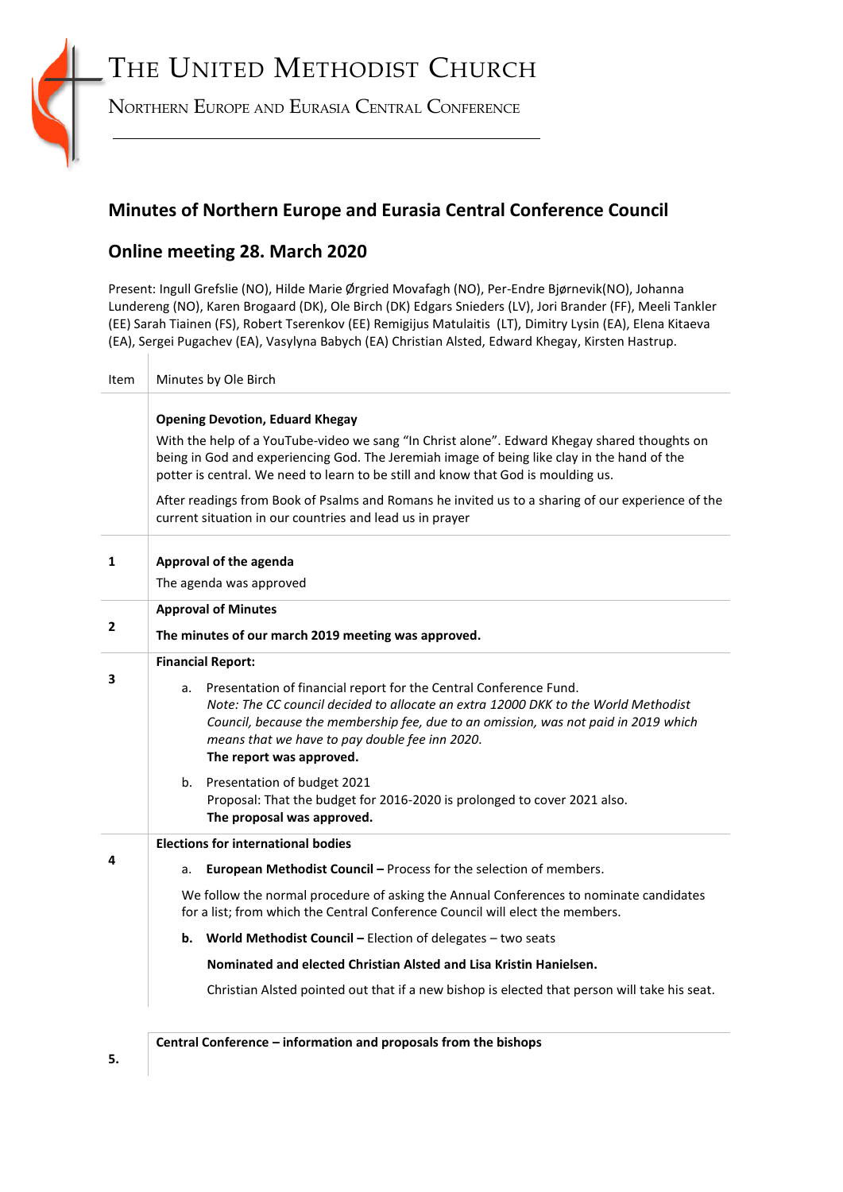# THE UNITED METHODIST CHURCH

NORTHERN EUROPE AND EURASIA CENTRAL CONFERENCE

## Minutes of Northern Europe and Eurasia Central Conference Council

## Online meeting 28. March 2020

Present: Ingull Grefslie (NO), Hilde Marie Ørgried Movafagh (NO), Per-Endre Bjørnevik(NO), Johanna Lundereng (NO), Karen Brogaard (DK), Ole Birch (DK) Edgars Snieders (LV), Jori Brander (FF), Meeli Tankler (EE) Sarah Tiainen (FS), Robert Tserenkov (EE) Remigijus Matulaitis (LT), Dimitry Lysin (EA), Elena Kitaeva (EA), Sergei Pugachev (EA), Vasylyna Babych (EA) Christian Alsted, Edward Khegay, Kirsten Hastrup.

| Item | Minutes by Ole Birch |
|---|---|
| | **Opening Devotion, Eduard Khegay**<br>With the help of a YouTube-video we sang "In Christ alone". Edward Khegay shared thoughts on being in God and experiencing God. The Jeremiah image of being like clay in the hand of the potter is central. We need to learn to be still and know that God is moulding us.<br>After readings from Book of Psalms and Romans he invited us to a sharing of our experience of the current situation in our countries and lead us in prayer |
| 1 | **Approval of the agenda**<br>The agenda was approved |
| 2 | **Approval of Minutes**<br>**The minutes of our march 2019 meeting was approved.** |
| 3 | **Financial Report:**<br>a. Presentation of financial report for the Central Conference Fund.<br>*Note: The CC council decided to allocate an extra 12000 DKK to the World Methodist Council, because the membership fee, due to an omission, was not paid in 2019 which means that we have to pay double fee inn 2020.*<br>**The report was approved.**<br>b. Presentation of budget 2021<br>Proposal: That the budget for 2016-2020 is prolonged to cover 2021 also.<br>**The proposal was approved.** |
| 4 | **Elections for international bodies**<br>a. **European Methodist Council –** Process for the selection of members.<br>We follow the normal procedure of asking the Annual Conferences to nominate candidates for a list; from which the Central Conference Council will elect the members.<br>**b. World Methodist Council –** Election of delegates – two seats<br>**Nominated and elected Christian Alsted and Lisa Kristin Hanielsen.**<br>Christian Alsted pointed out that if a new bishop is elected that person will take his seat. |
| 5. | **Central Conference – information and proposals from the bishops** |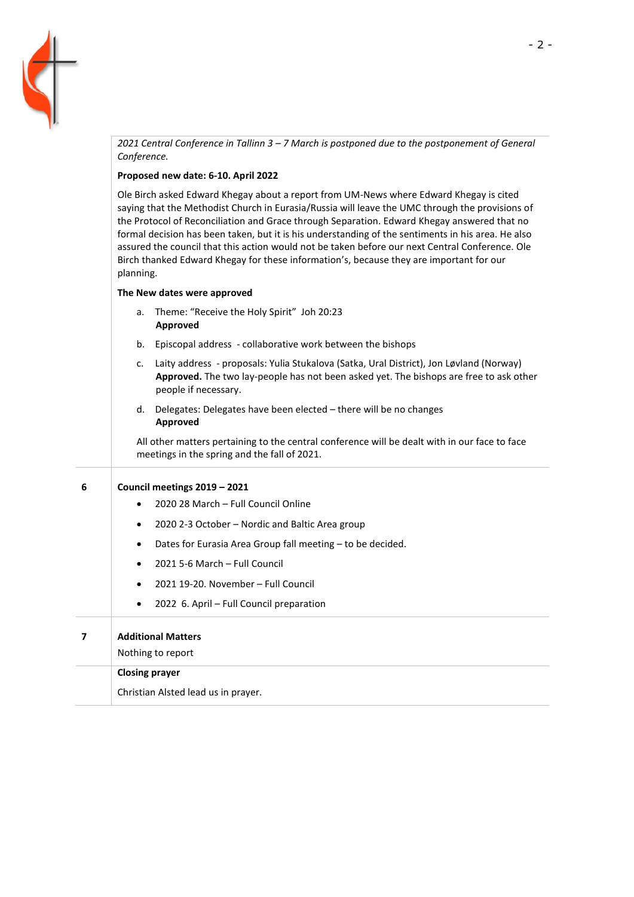*2021 Central Conference in Tallinn 3 – 7 March is postponed due to the postponement of General Conference.*

**Proposed new date: 6-10. April 2022**

Ole Birch asked Edward Khegay about a report from UM-News where Edward Khegay is cited saying that the Methodist Church in Eurasia/Russia will leave the UMC through the provisions of the Protocol of Reconciliation and Grace through Separation. Edward Khegay answered that no formal decision has been taken, but it is his understanding of the sentiments in his area. He also assured the council that this action would not be taken before our next Central Conference. Ole Birch thanked Edward Khegay for these information's, because they are important for our planning.

**The New dates were approved**

a. Theme: "Receive the Holy Spirit" Joh 20:23
   **Approved**

b. Episcopal address - collaborative work between the bishops

c. Laity address - proposals: Yulia Stukalova (Satka, Ural District), Jon Løvland (Norway)
   **Approved.** The two lay-people has not been asked yet. The bishops are free to ask other people if necessary.

d. Delegates: Delegates have been elected – there will be no changes
   **Approved**

All other matters pertaining to the central conference will be dealt with in our face to face meetings in the spring and the fall of 2021.

## 6 Council meetings 2019 – 2021

- 2020 28 March – Full Council Online
- 2020 2-3 October – Nordic and Baltic Area group
- Dates for Eurasia Area Group fall meeting – to be decided.
- 2021 5-6 March – Full Council
- 2021 19-20. November – Full Council
- 2022 6. April – Full Council preparation

## 7 Additional Matters

Nothing to report

**Closing prayer**

Christian Alsted lead us in prayer.